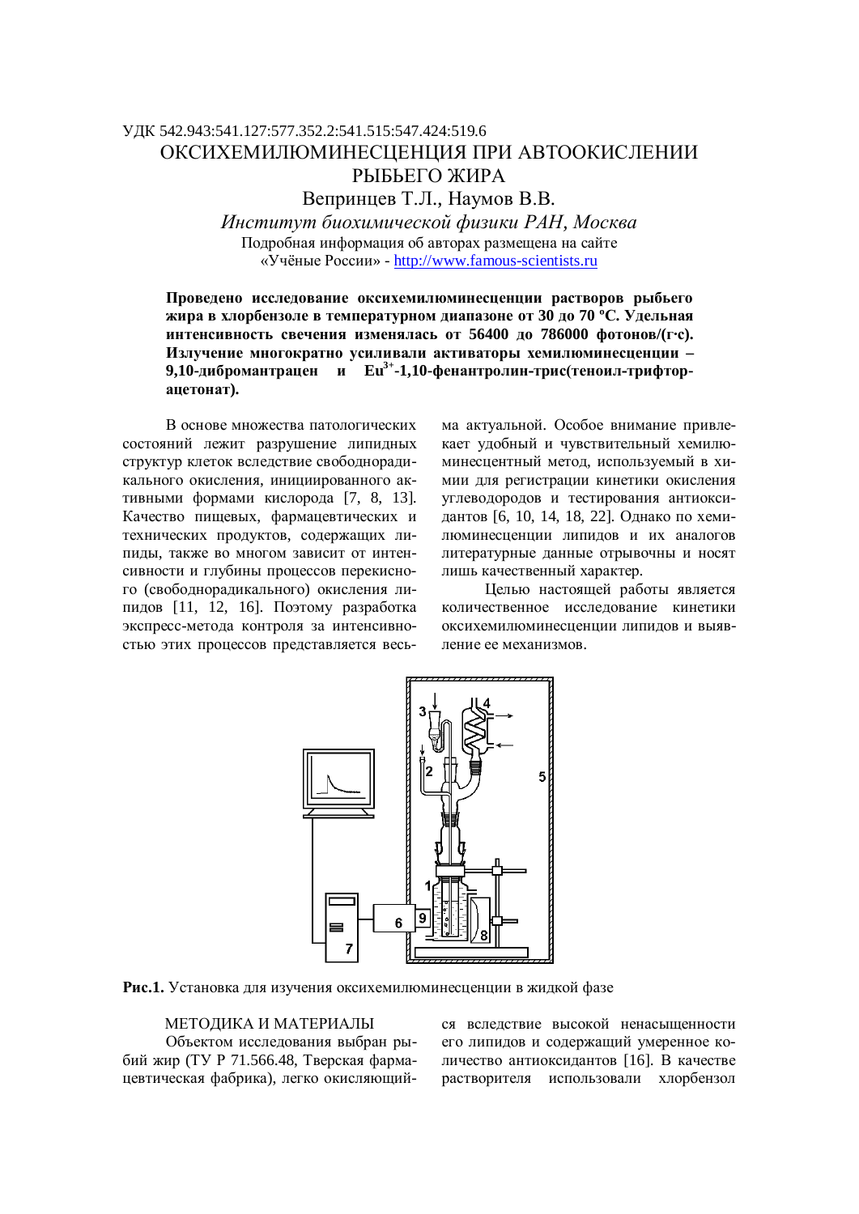УДК 542.943:541.127:577.352.2:541.515:547.424:519.6

# ОКСИХЕМИЛЮМИНЕСЦЕНЦИЯ ПРИ АВТООКИСЛЕНИИ РЫБЬЕГО ЖИРА

Вепринцев Т.Л., Наумов В.В.

*Институт биохимической физики РАН, Москва*

Подробная информация об авторах размещена на сайте «Учёные России» - http://www.famous-scientists.ru

**Проведено исследование оксихемилюминесценции растворов рыбьего жира в хлорбензоле в температурном диапазоне от 30 до 70 ºС. Удельная интенсивность свечения изменялась от 56400 до 786000 фотонов/(г·с). Излучение многократно усиливали активаторы хемилюминесценции – 9,10-дибромантрацен и $Eu^{3+}$-1,10-фенантролин-трис(теноил-трифтор-ацетонат).**

В основе множества патологических состояний лежит разрушение липидных структур клеток вследствие свободнорадикального окисления, инициированного активными формами кислорода [7, 8, 13]. Качество пищевых, фармацевтических и технических продуктов, содержащих липиды, также во многом зависит от интенсивности и глубины процессов перекисного (свободнорадикального) окисления липидов [11, 12, 16]. Поэтому разработка экспресс-метода контроля за интенсивностью этих процессов представляется весьма актуальной. Особое внимание привлекает удобный и чувствительный хемилюминесцентный метод, используемый в химии для регистрации кинетики окисления углеводородов и тестирования антиоксидантов [6, 10, 14, 18, 22]. Однако по хемилюминесценции липидов и их аналогов литературные данные отрывочны и носят лишь качественный характер.

Целью настоящей работы является количественное исследование кинетики оксихемилюминесценции липидов и выявление ее механизмов.

**Рис.1.** Установка для изучения оксихемилюминесценции в жидкой фазе

## МЕТОДИКА И МАТЕРИАЛЫ

Объектом исследования выбран рыбий жир (ТУ Р 71.566.48, Тверская фармацевтическая фабрика), легко окисляющийся вследствие высокой ненасыщенности его липидов и содержащий умеренное количество антиоксидантов [16]. В качестве растворителя использовали хлорбензол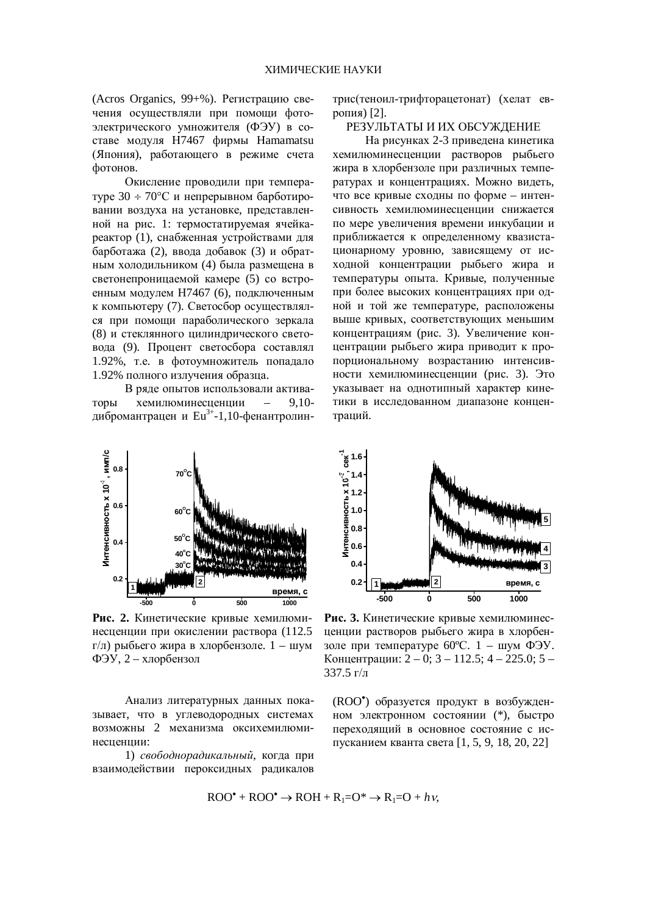(Acros Organics, 99+%). Регистрацию свечения осуществляли при помощи фотоэлектрического умножителя (ФЭУ) в составе модуля H7467 фирмы Hamamatsu (Япония), работающего в режиме счета фотонов.

Окисление проводили при температуре 30 ÷ 70°С и непрерывном барботировании воздуха на установке, представленной на рис. 1: термостатируемая ячейка-реактор (1), снабженная устройствами для барботажа (2), ввода добавок (3) и обратным холодильником (4) была размещена в светонепроницаемой камере (5) со встроенным модулем H7467 (6), подключенным к компьютеру (7). Светосбор осуществлялся при помощи параболического зеркала (8) и стеклянного цилиндрического световода (9). Процент светосбора составлял 1.92%, т.е. в фотоумножитель попадало 1.92% полного излучения образца.

В ряде опытов использовали активаторы хемилюминесценции – 9,10-дибромантрацен и $Eu^{3+}$-1,10-фенантролин-трис(теноил-трифторацетонат) (хелат европия) [2].

## РЕЗУЛЬТАТЫ И ИХ ОБСУЖДЕНИЕ

На рисунках 2-3 приведена кинетика хемилюминесценции растворов рыбьего жира в хлорбензоле при различных температурах и концентрациях. Можно видеть, что все кривые сходны по форме – интенсивность хемилюминесценции снижается по мере увеличения времени инкубации и приближается к определенному квазистационарному уровню, зависящему от исходной концентрации рыбьего жира и температуры опыта. Кривые, полученные при более высоких концентрациях при одной и той же температуре, расположены выше кривых, соответствующих меньшим концентрациям (рис. 3). Увеличение концентрации рыбьего жира приводит к пропорциональному возрастанию интенсивности хемилюминесценции (рис. 3). Это указывает на однотипный характер кинетики в исследованном диапазоне концентраций.

**Рис. 2.** Кинетические кривые хемилюминесценции при окислении раствора (112.5 г/л) рыбьего жира в хлорбензоле. 1 – шум ФЭУ, 2 – хлорбензол

**Рис. 3.** Кинетические кривые хемилюминесценции растворов рыбьего жира в хлорбензоле при температуре 60ºС. 1 – шум ФЭУ. Концентрации: 2 – 0; 3 – 112.5; 4 – 225.0; 5 – 337.5 г/л

Анализ литературных данных показывает, что в углеводородных системах возможны 2 механизма оксихемилюминесценции:

1) *свободнорадикальный*, когда при взаимодействии пероксидных радикалов ($ROO^•$) образуется продукт в возбужденном электронном состоянии (*), быстро переходящий в основное состояние с испусканием кванта света [1, 5, 9, 18, 20, 22]

$$ROO^{\bullet} + ROO^{\bullet} \rightarrow ROH + R_1{=}O^* \rightarrow R_1{=}O + h\nu,$$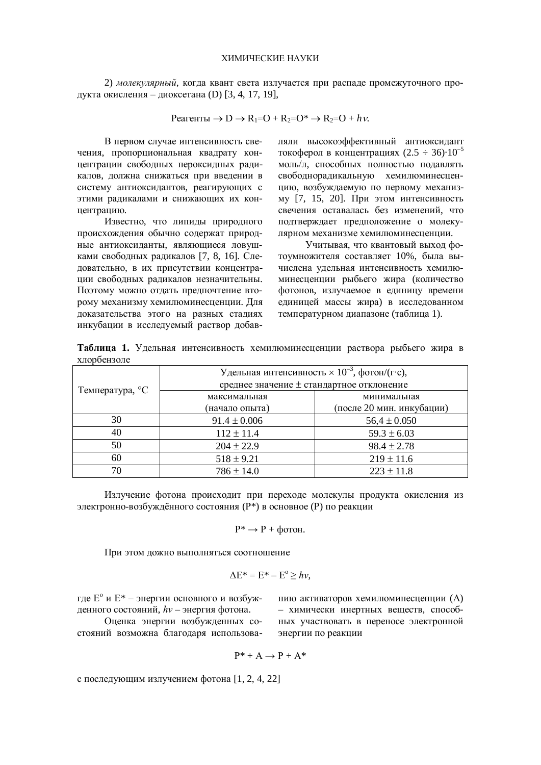2) *молекулярный*, когда квант света излучается при распаде промежуточного продукта окисления – диоксетана (D) [3, 4, 17, 19],

$$\text{Реагенты} \rightarrow D \rightarrow R_1{=}O + R_2{=}O^* \rightarrow R_2{=}O + h\nu.$$

В первом случае интенсивность свечения, пропорциональная квадрату концентрации свободных пероксидных радикалов, должна снижаться при введении в систему антиоксидантов, реагирующих с этими радикалами и снижающих их концентрацию.

Известно, что липиды природного происхождения обычно содержат природные антиоксиданты, являющиеся ловушками свободных радикалов [7, 8, 16]. Следовательно, в их присутствии концентрации свободных радикалов незначительны. Поэтому можно отдать предпочтение второму механизму хемилюминесценции. Для доказательства этого на разных стадиях инкубации в исследуемый раствор добавляли высокоэффективный антиоксидант токоферол в концентрациях $(2.5 \div 36)\cdot 10^{-5}$ моль/л, способных полностью подавлять свободнорадикальную хемилюминесценцию, возбуждаемую по первому механизму [7, 15, 20]. При этом интенсивность свечения оставалась без изменений, что подтверждает предположение о молекулярном механизме хемилюминесценции.

Учитывая, что квантовый выход фотоумножителя составляет 10%, была вычислена удельная интенсивность хемилюминесценции рыбьего жира (количество фотонов, излучаемое в единицу времени единицей массы жира) в исследованном температурном диапазоне (таблица 1).

**Таблица 1.** Удельная интенсивность хемилюминесценции раствора рыбьего жира в хлорбензоле

| Температура, °C | Удельная интенсивность $\times 10^{-3}$, фотон/(г·с), среднее значение ± стандартное отклонение | |
|---|---|---|
| | максимальная (начало опыта) | минимальная (после 20 мин. инкубации) |
| 30 | 91.4 ± 0.006 | 56,4 ± 0.050 |
| 40 | 112 ± 11.4 | 59.3 ± 6.03 |
| 50 | 204 ± 22.9 | 98.4 ± 2.78 |
| 60 | 518 ± 9.21 | 219 ± 11.6 |
| 70 | 786 ± 14.0 | 223 ± 11.8 |

Излучение фотона происходит при переходе молекулы продукта окисления из электронно-возбуждённого состояния (P*) в основное (P) по реакции

$$P^* \rightarrow P + \text{фотон}.$$

При этом дожно выполняться соотношение

$$\Delta E^* = E^* - E^o \geq h\nu,$$

где $E^o$ и $E^*$ – энергии основного и возбужденного состояний, $h\nu$ – энергия фотона.

Оценка энергии возбужденных состояний возможна благодаря использованию активаторов хемилюминесценции (A) – химически инертных веществ, способных участвовать в переносе электронной энергии по реакции

$$P^* + A \rightarrow P + A^*$$

с последующим излучением фотона [1, 2, 4, 22]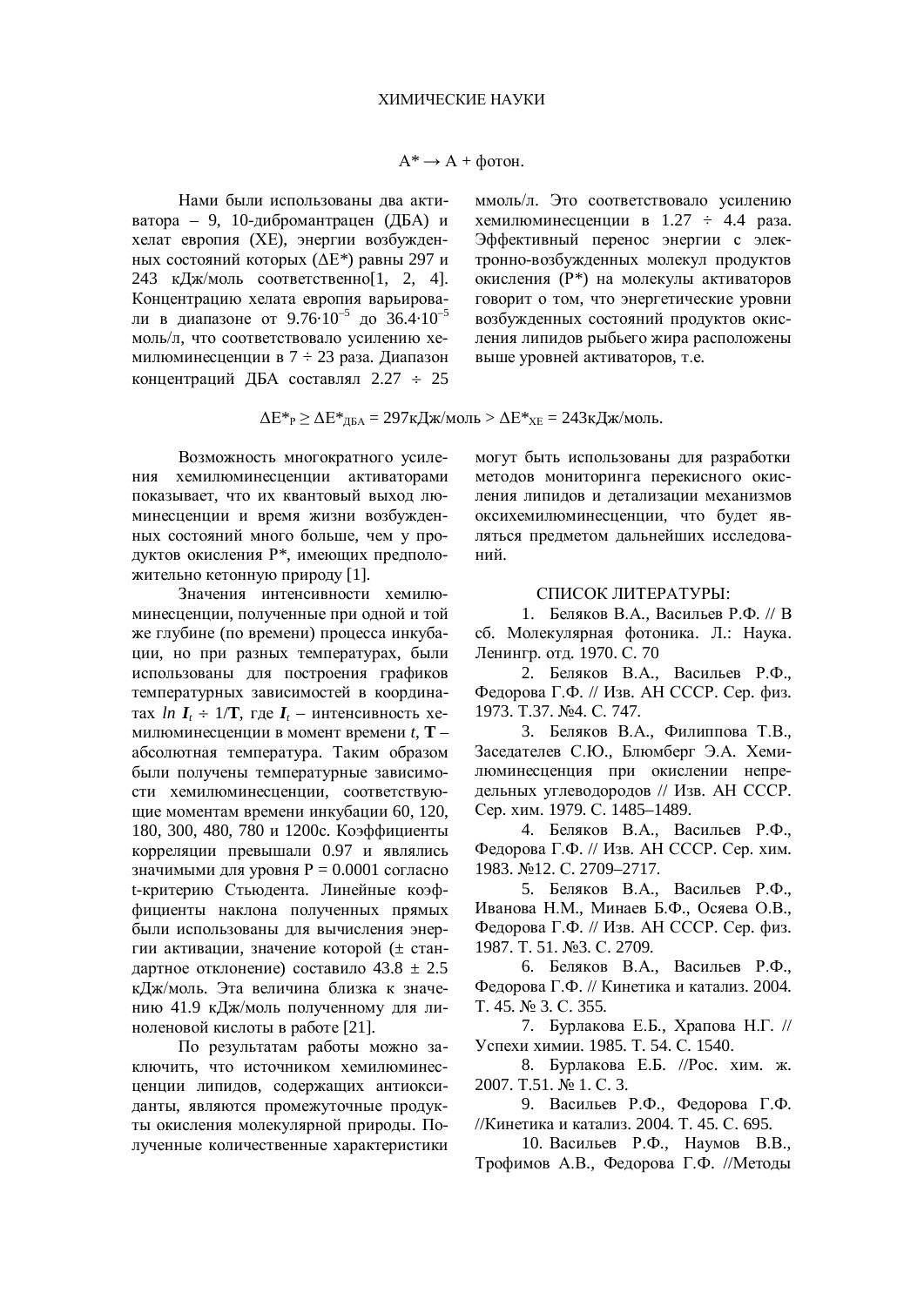$$A^* \rightarrow A + \text{фотон}.$$

Нами были использованы два активатора – 9, 10-дибромантрацен (ДБА) и хелат европия (ХЕ), энергии возбужденных состояний которых ($\Delta E^*$) равны 297 и 243 кДж/моль соответственно[1, 2, 4]. Концентрацию хелата европия варьировали в диапазоне от $9.76 \cdot 10^{-5}$ до $36.4 \cdot 10^{-5}$ моль/л, что соответствовало усилению хемилюминесценции в 7 ÷ 23 раза. Диапазон концентраций ДБА составлял 2.27 ÷ 25 ммоль/л. Это соответствовало усилению хемилюминесценции в 1.27 ÷ 4.4 раза. Эффективный перенос энергии с электронно-возбужденных молекул продуктов окисления (Р*) на молекулы активаторов говорит о том, что энергетические уровни возбужденных состояний продуктов окисления липидов рыбьего жира расположены выше уровней активаторов, т.е.

$$\Delta E^*_{Р} \geq \Delta E^*_{ДБА} = 297 \text{кДж/моль} > \Delta E^*_{XE} = 243 \text{кДж/моль}.$$

Возможность многократного усиления хемилюминесценции активаторами показывает, что их квантовый выход люминесценции и время жизни возбужденных состояний много больше, чем у продуктов окисления Р*, имеющих предположительно кетонную природу [1].

Значения интенсивности хемилюминесценции, полученные при одной и той же глубине (по времени) процесса инкубации, но при разных температурах, были использованы для построения графиков температурных зависимостей в координатах $ln\, \boldsymbol{I}_t \div 1/\mathbf{T}$, где $\boldsymbol{I}_t$ – интенсивность хемилюминесценции в момент времени $t$, $\mathbf{T}$ – абсолютная температура. Таким образом были получены температурные зависимости хемилюминесценции, соответствующие моментам времени инкубации 60, 120, 180, 300, 480, 780 и 1200с. Коэффициенты корреляции превышали 0.97 и являлись значимыми для уровня $P = 0.0001$ согласно t-критерию Стьюдента. Линейные коэффициенты наклона полученных прямых были использованы для вычисления энергии активации, значение которой (± стандартное отклонение) составило 43.8 ± 2.5 кДж/моль. Эта величина близка к значению 41.9 кДж/моль полученному для линоленовой кислоты в работе [21].

По результатам работы можно заключить, что источником хемилюминесценции липидов, содержащих антиоксиданты, являются промежуточные продукты окисления молекулярной природы. Полученные количественные характеристики могут быть использованы для разработки методов мониторинга перекисного окисления липидов и детализации механизмов оксихемилюминесценции, что будет являться предметом дальнейших исследований.

## СПИСОК ЛИТЕРАТУРЫ:

1. Беляков В.А., Васильев Р.Ф. // В сб. Молекулярная фотоника. Л.: Наука. Ленингр. отд. 1970. С. 70
2. Беляков В.А., Васильев Р.Ф., Федорова Г.Ф. // Изв. АН СССР. Сер. физ. 1973. Т.37. №4. С. 747.
3. Беляков В.А., Филиппова Т.В., Заседателев С.Ю., Блюмберг Э.А. Хемилюминесценция при окислении непредельных углеводородов // Изв. АН СССР. Сер. хим. 1979. С. 1485–1489.
4. Беляков В.А., Васильев Р.Ф., Федорова Г.Ф. // Изв. АН СССР. Сер. хим. 1983. №12. С. 2709–2717.
5. Беляков В.А., Васильев Р.Ф., Иванова Н.М., Минаев Б.Ф., Осяева О.В., Федорова Г.Ф. // Изв. АН СССР. Сер. физ. 1987. Т. 51. №3. С. 2709.
6. Беляков В.А., Васильев Р.Ф., Федорова Г.Ф. // Кинетика и катализ. 2004. Т. 45. № 3. С. 355.
7. Бурлакова Е.Б., Храпова Н.Г. // Успехи химии. 1985. Т. 54. С. 1540.
8. Бурлакова Е.Б. //Рос. хим. ж. 2007. Т.51. № 1. С. 3.
9. Васильев Р.Ф., Федорова Г.Ф. //Кинетика и катализ. 2004. Т. 45. С. 695.
10. Васильев Р.Ф., Наумов В.В., Трофимов А.В., Федорова Г.Ф. //Методы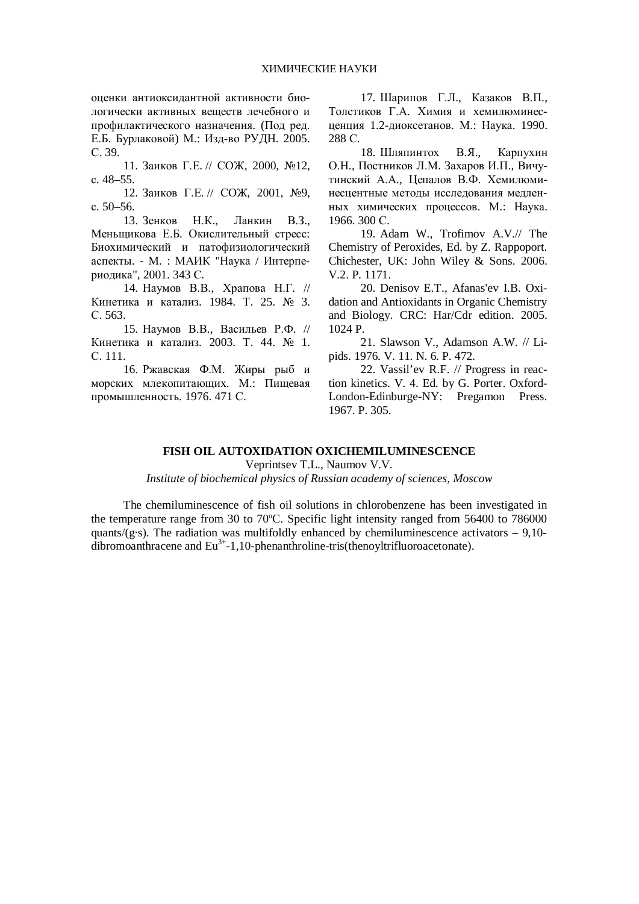оценки антиоксидантной активности биологически активных веществ лечебного и профилактического назначения. (Под ред. Е.Б. Бурлаковой) М.: Изд-во РУДН. 2005. С. 39.

11. Заиков Г.Е. // СОЖ, 2000, №12, с. 48–55.

12. Заиков Г.Е. // СОЖ, 2001, №9, с. 50–56.

13. Зенков Н.К., Ланкин В.З., Меньщикова Е.Б. Окислительный стресс: Биохимический и патофизиологический аспекты. - М. : МАИК "Наука / Интерпериодика", 2001. 343 С.

14. Наумов В.В., Храпова Н.Г. // Кинетика и катализ. 1984. Т. 25. № 3. С. 563.

15. Наумов В.В., Васильев Р.Ф. // Кинетика и катализ. 2003. Т. 44. № 1. С. 111.

16. Ржавская Ф.М. Жиры рыб и морских млекопитающих. М.: Пищевая промышленность. 1976. 471 С.

17. Шарипов Г.Л., Казаков В.П., Толстиков Г.А. Химия и хемилюминесценция 1.2-диоксетанов. М.: Наука. 1990. 288 С.

18. Шляпинтох В.Я., Карпухин О.Н., Постников Л.М. Захаров И.П., Вичутинский А.А., Цепалов В.Ф. Хемилюминесцентные методы исследования медленных химических процессов. М.: Наука. 1966. 300 С.

19. Adam W., Trofimov A.V.// The Chemistry of Peroxides, Ed. by Z. Rappoport. Chichester, UK: John Wiley & Sons. 2006. V.2. P. 1171.

20. Denisov E.T., Afanas'ev I.B. Oxidation and Antioxidants in Organic Chemistry and Biology. CRC: Har/Cdr edition. 2005. 1024 P.

21. Slawson V., Adamson A.W. // Lipids. 1976. V. 11. N. 6. P. 472.

22. Vassil’ev R.F. // Progress in reaction kinetics. V. 4. Ed. by G. Porter. Oxford-London-Edinburge-NY: Pregamon Press. 1967. P. 305.

## FISH OIL AUTOXIDATION OXICHEMILUMINESCENCE

Veprintsev T.L., Naumov V.V.

*Institute of biochemical physics of Russian academy of sciences, Moscow*

The chemiluminescence of fish oil solutions in chlorobenzene has been investigated in the temperature range from 30 to 70ºC. Specific light intensity ranged from 56400 to 786000 quants/(g·s). The radiation was multifoldly enhanced by chemiluminescence activators – 9,10-dibromoanthracene and $Eu^{3+}$-1,10-phenanthroline-tris(thenoyltrifluoroacetonate).